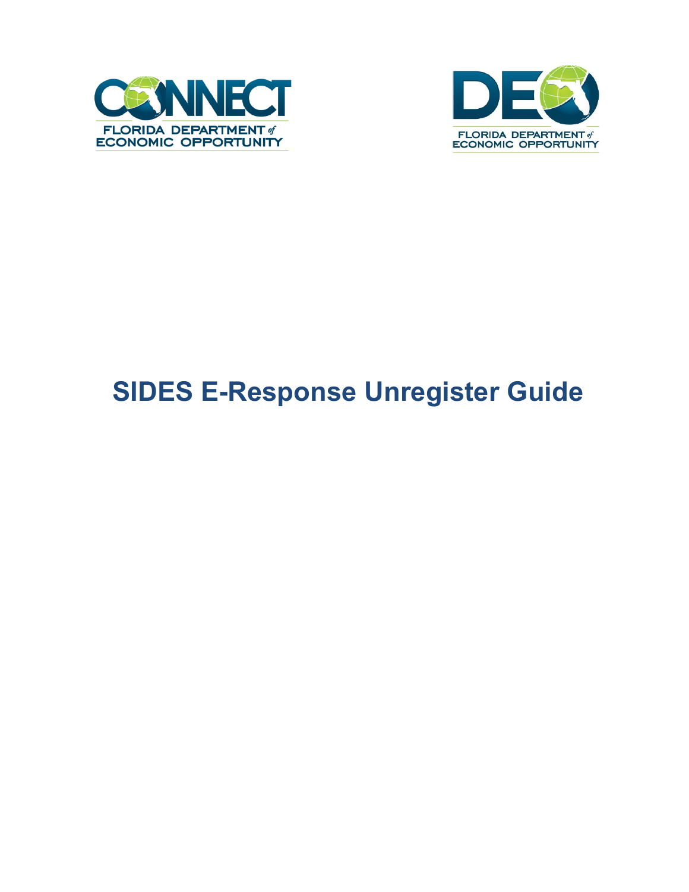CONNECT FLORIDA DEPARTMENT of ECONOMIC OPPORTUNITY

DEO FLORIDA DEPARTMENT of ECONOMIC OPPORTUNITY

# SIDES E-Response Unregister Guide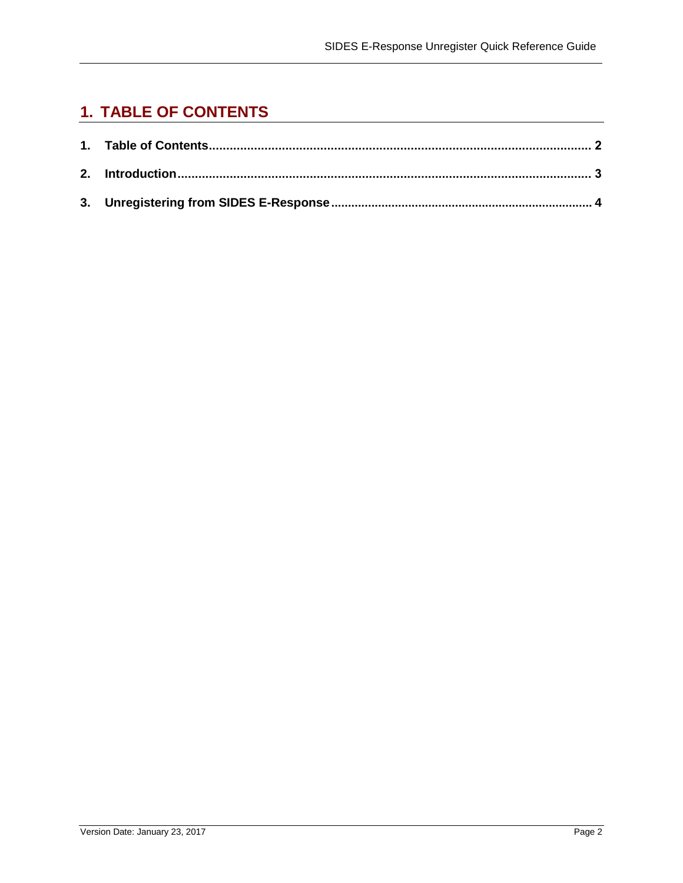# 1. TABLE OF CONTENTS

**1. Table of Contents** ........................................................................................................ **2**

**2. Introduction** ................................................................................................................ **3**

**3. Unregistering from SIDES E-Response** ............................................................................ **4**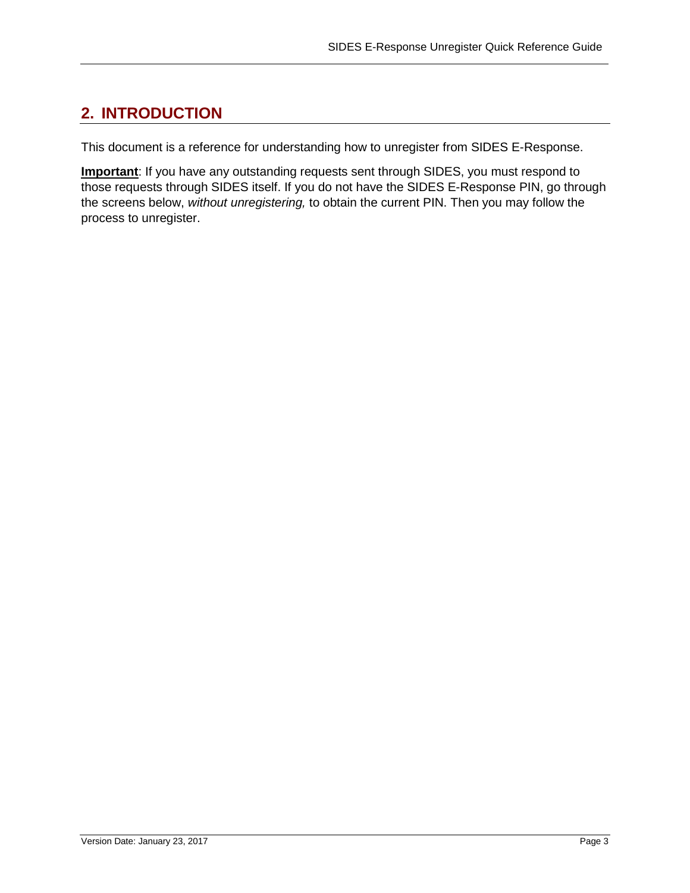## 2. INTRODUCTION

This document is a reference for understanding how to unregister from SIDES E-Response.

**Important**: If you have any outstanding requests sent through SIDES, you must respond to those requests through SIDES itself. If you do not have the SIDES E-Response PIN, go through the screens below, *without unregistering,* to obtain the current PIN. Then you may follow the process to unregister.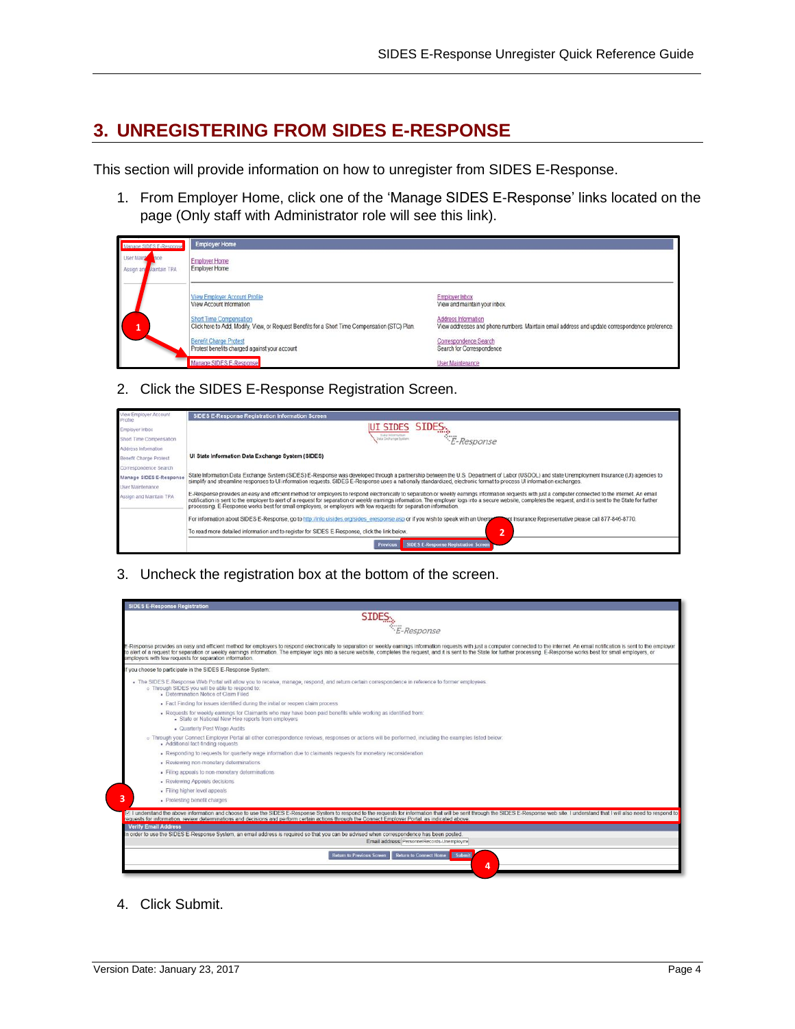## 3. UNREGISTERING FROM SIDES E-RESPONSE

This section will provide information on how to unregister from SIDES E-Response.

1. From Employer Home, click one of the 'Manage SIDES E-Response' links located on the page (Only staff with Administrator role will see this link).

2. Click the SIDES E-Response Registration Screen.

3. Uncheck the registration box at the bottom of the screen.

4. Click Submit.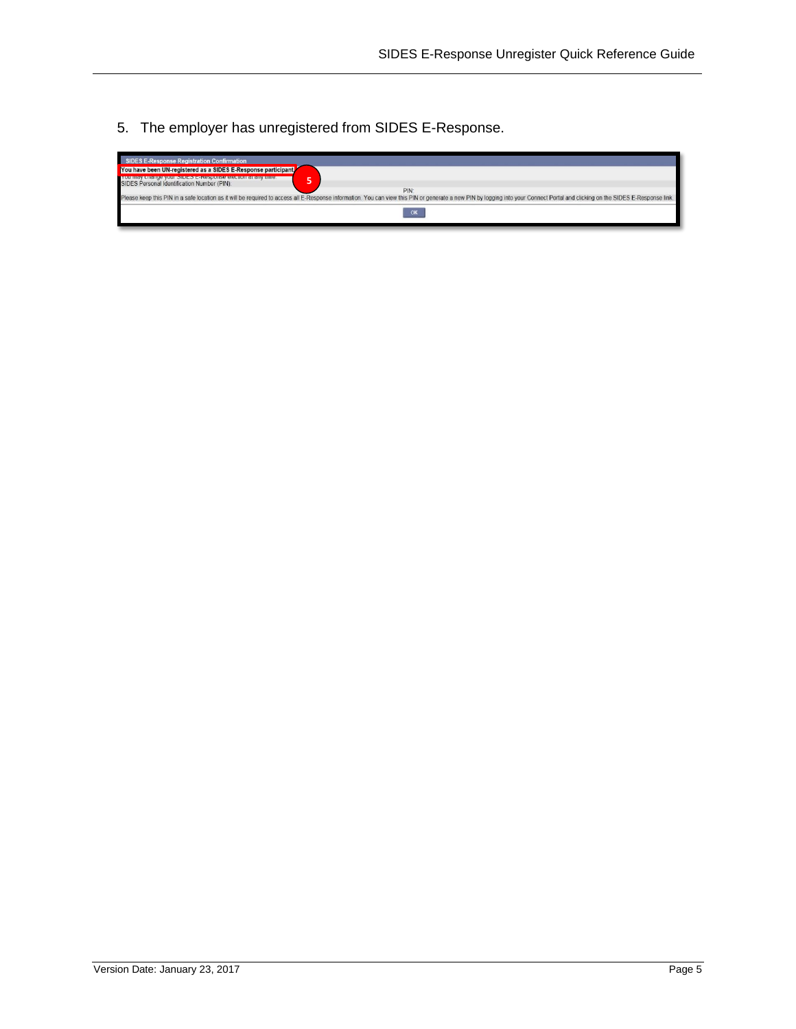5. The employer has unregistered from SIDES E-Response.

SIDES E-Response Registration Confirmation

You have been UN-registered as a SIDES E-Response participant.

You may change your SIDES E-Response election at any time

SIDES Personal Identification Number (PIN):

PIN:

Please keep this PIN in a safe location as it will be required to access all E-Response information. You can view this PIN or generate a new PIN by logging into your Connect Portal and clicking on the SIDES E-Response link.

OK